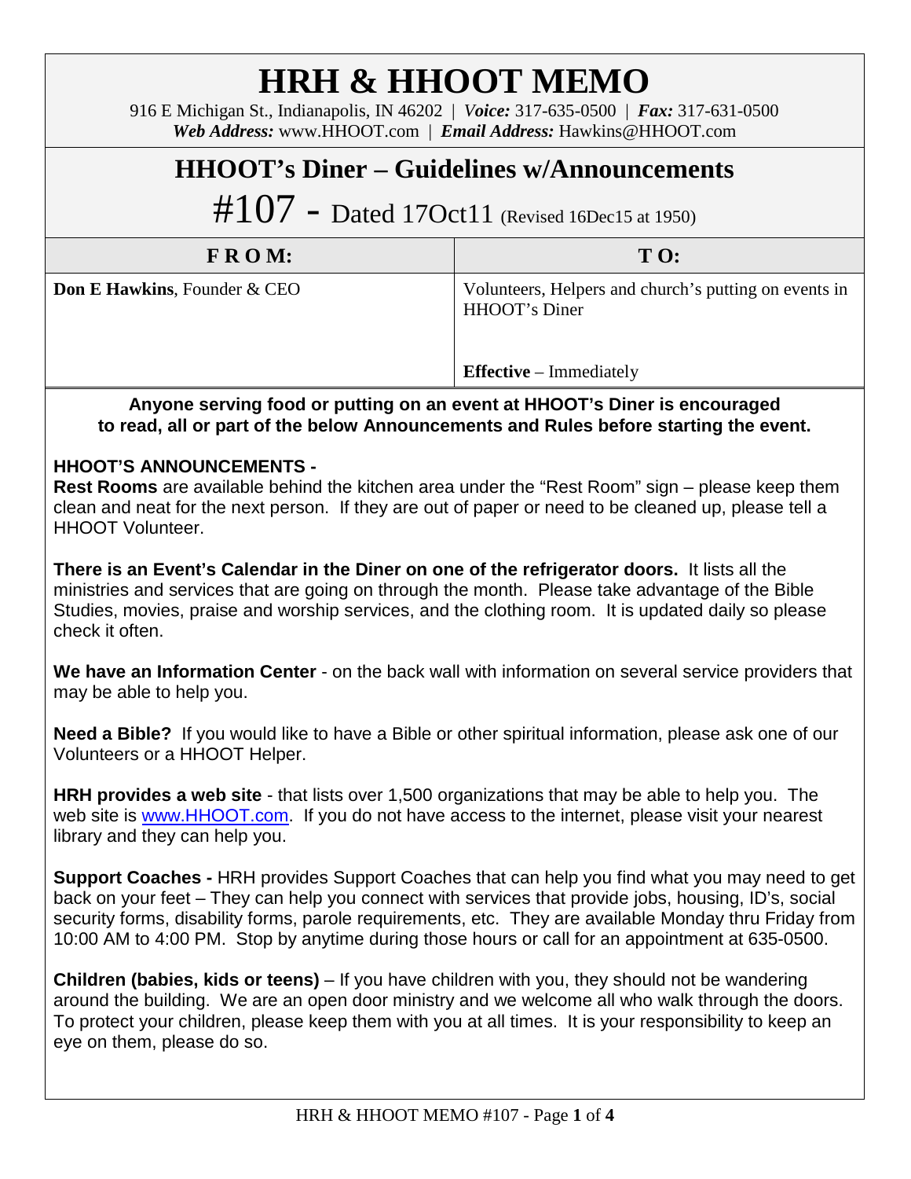# HRH & HHOOT MEMO

916 E Michigan St., Indianapolis, IN 46202 | *Voice:* 317-635-0500 | *Fax:* 317-631-0500
*Web Address:* www.HHOOT.com | *Email Address:* Hawkins@HHOOT.com

## HHOOT's Diner – Guidelines w/Announcements

## #107 - Dated 17Oct11 (Revised 16Dec15 at 1950)

| FROM: | TO: |
|---|---|
| **Don E Hawkins**, Founder & CEO | Volunteers, Helpers and church's putting on events in HHOOT's Diner<br><br>**Effective** – Immediately |

**Anyone serving food or putting on an event at HHOOT's Diner is encouraged to read, all or part of the below Announcements and Rules before starting the event.**

**HHOOT'S ANNOUNCEMENTS -**

**Rest Rooms** are available behind the kitchen area under the "Rest Room" sign – please keep them clean and neat for the next person. If they are out of paper or need to be cleaned up, please tell a HHOOT Volunteer.

**There is an Event's Calendar in the Diner on one of the refrigerator doors.** It lists all the ministries and services that are going on through the month. Please take advantage of the Bible Studies, movies, praise and worship services, and the clothing room. It is updated daily so please check it often.

**We have an Information Center** - on the back wall with information on several service providers that may be able to help you.

**Need a Bible?** If you would like to have a Bible or other spiritual information, please ask one of our Volunteers or a HHOOT Helper.

**HRH provides a web site** - that lists over 1,500 organizations that may be able to help you. The web site is www.HHOOT.com. If you do not have access to the internet, please visit your nearest library and they can help you.

**Support Coaches -** HRH provides Support Coaches that can help you find what you may need to get back on your feet – They can help you connect with services that provide jobs, housing, ID's, social security forms, disability forms, parole requirements, etc. They are available Monday thru Friday from 10:00 AM to 4:00 PM. Stop by anytime during those hours or call for an appointment at 635-0500.

**Children (babies, kids or teens)** – If you have children with you, they should not be wandering around the building. We are an open door ministry and we welcome all who walk through the doors. To protect your children, please keep them with you at all times. It is your responsibility to keep an eye on them, please do so.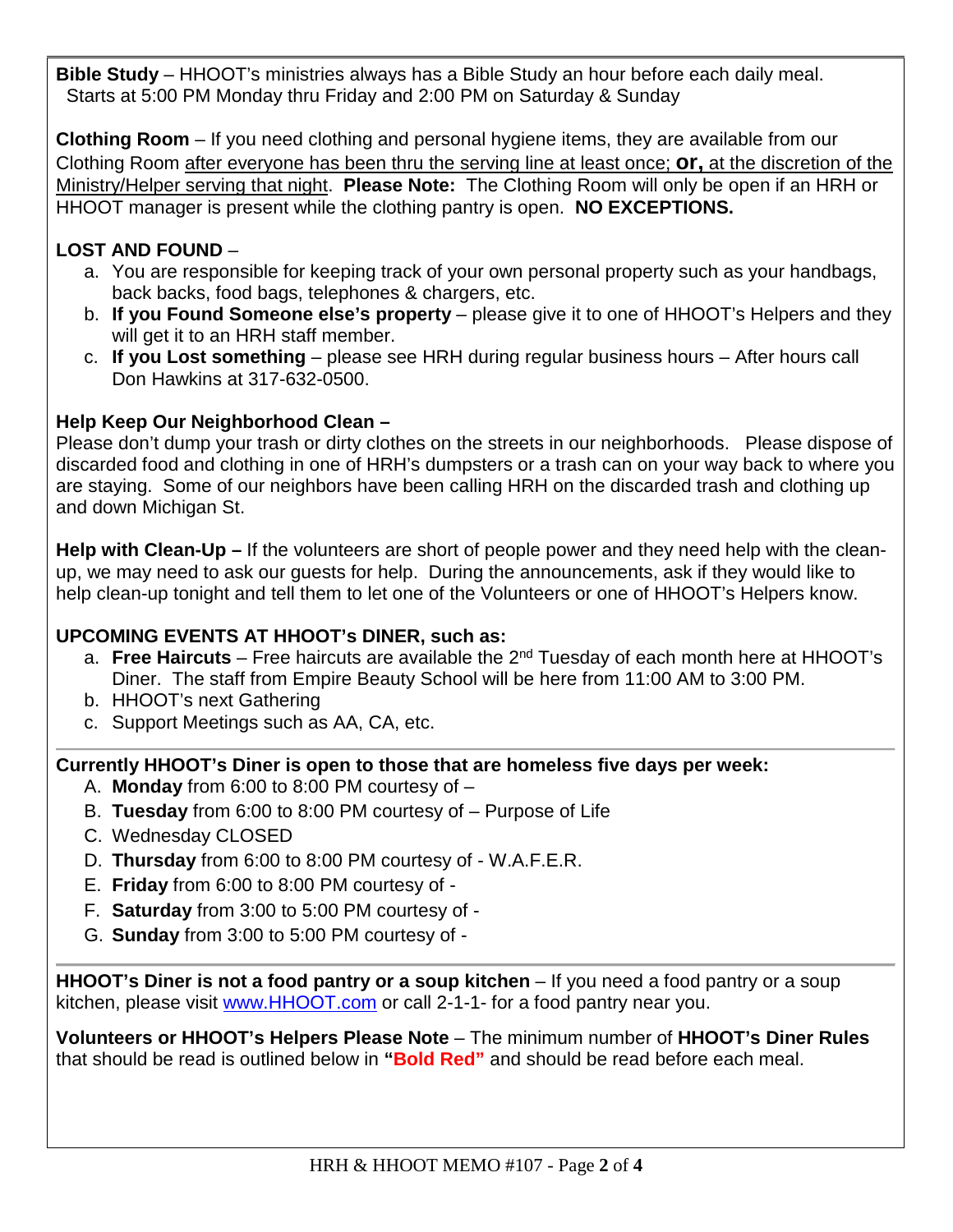**Bible Study** – HHOOT's ministries always has a Bible Study an hour before each daily meal. Starts at 5:00 PM Monday thru Friday and 2:00 PM on Saturday & Sunday

**Clothing Room** – If you need clothing and personal hygiene items, they are available from our Clothing Room after everyone has been thru the serving line at least once; **or,** at the discretion of the Ministry/Helper serving that night. **Please Note:** The Clothing Room will only be open if an HRH or HHOOT manager is present while the clothing pantry is open. **NO EXCEPTIONS.**

**LOST AND FOUND** –

a. You are responsible for keeping track of your own personal property such as your handbags, back backs, food bags, telephones & chargers, etc.
b. **If you Found Someone else's property** – please give it to one of HHOOT's Helpers and they will get it to an HRH staff member.
c. **If you Lost something** – please see HRH during regular business hours – After hours call Don Hawkins at 317-632-0500.

**Help Keep Our Neighborhood Clean –**
Please don't dump your trash or dirty clothes on the streets in our neighborhoods. Please dispose of discarded food and clothing in one of HRH's dumpsters or a trash can on your way back to where you are staying. Some of our neighbors have been calling HRH on the discarded trash and clothing up and down Michigan St.

**Help with Clean-Up –** If the volunteers are short of people power and they need help with the clean-up, we may need to ask our guests for help. During the announcements, ask if they would like to help clean-up tonight and tell them to let one of the Volunteers or one of HHOOT's Helpers know.

**UPCOMING EVENTS AT HHOOT's DINER, such as:**

a. **Free Haircuts** – Free haircuts are available the 2nd Tuesday of each month here at HHOOT's Diner. The staff from Empire Beauty School will be here from 11:00 AM to 3:00 PM.
b. HHOOT's next Gathering
c. Support Meetings such as AA, CA, etc.

---

**Currently HHOOT's Diner is open to those that are homeless five days per week:**

A. **Monday** from 6:00 to 8:00 PM courtesy of –
B. **Tuesday** from 6:00 to 8:00 PM courtesy of – Purpose of Life
C. Wednesday CLOSED
D. **Thursday** from 6:00 to 8:00 PM courtesy of - W.A.F.E.R.
E. **Friday** from 6:00 to 8:00 PM courtesy of -
F. **Saturday** from 3:00 to 5:00 PM courtesy of -
G. **Sunday** from 3:00 to 5:00 PM courtesy of -

---

**HHOOT's Diner is not a food pantry or a soup kitchen** – If you need a food pantry or a soup kitchen, please visit www.HHOOT.com or call 2-1-1- for a food pantry near you.

**Volunteers or HHOOT's Helpers Please Note** – The minimum number of **HHOOT's Diner Rules** that should be read is outlined below in **"Bold Red"** and should be read before each meal.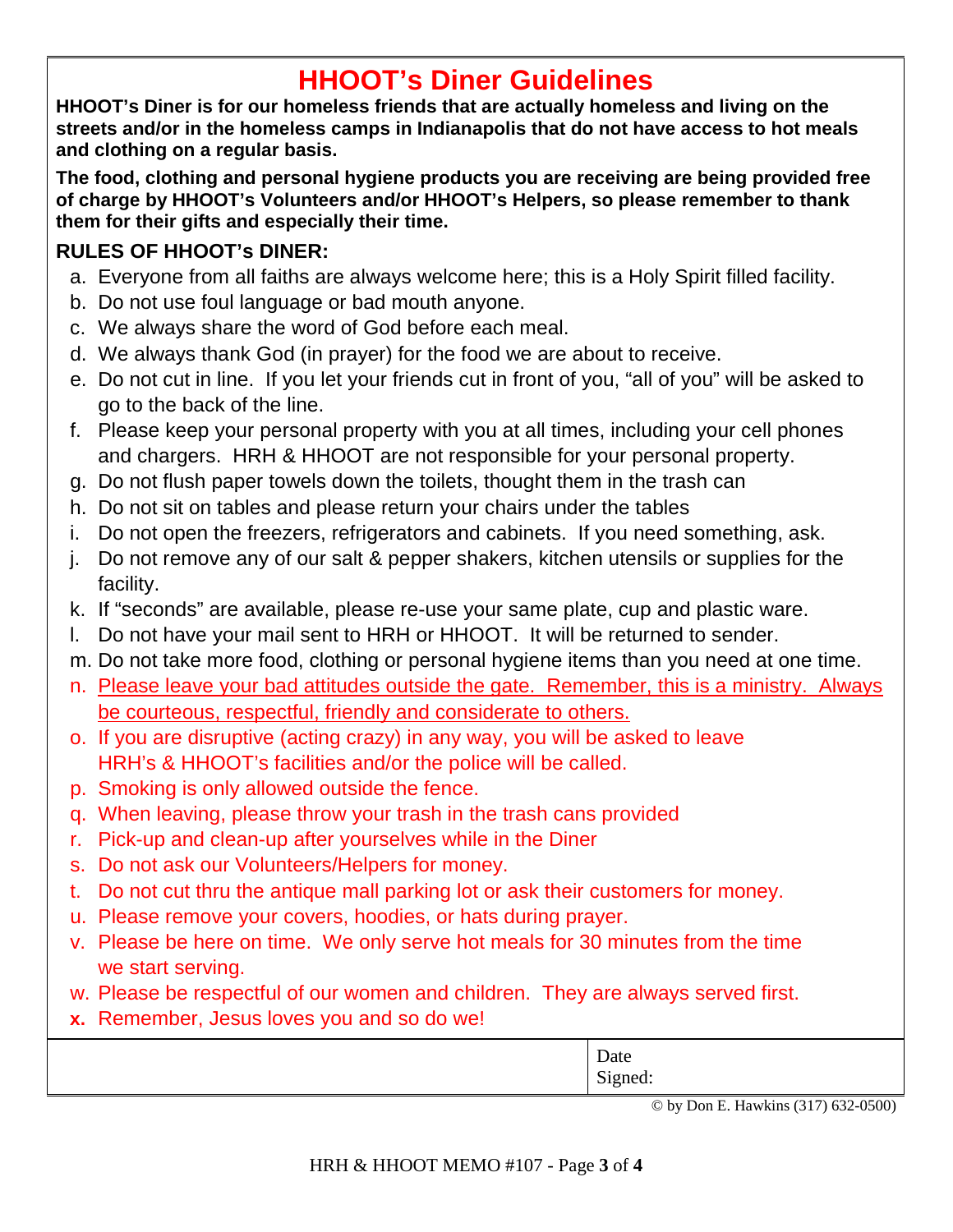# HHOOT's Diner Guidelines

**HHOOT's Diner is for our homeless friends that are actually homeless and living on the streets and/or in the homeless camps in Indianapolis that do not have access to hot meals and clothing on a regular basis.**

**The food, clothing and personal hygiene products you are receiving are being provided free of charge by HHOOT's Volunteers and/or HHOOT's Helpers, so please remember to thank them for their gifts and especially their time.**

## RULES OF HHOOT's DINER:

a. Everyone from all faiths are always welcome here; this is a Holy Spirit filled facility.
b. Do not use foul language or bad mouth anyone.
c. We always share the word of God before each meal.
d. We always thank God (in prayer) for the food we are about to receive.
e. Do not cut in line. If you let your friends cut in front of you, "all of you" will be asked to go to the back of the line.
f. Please keep your personal property with you at all times, including your cell phones and chargers. HRH & HHOOT are not responsible for your personal property.
g. Do not flush paper towels down the toilets, thought them in the trash can
h. Do not sit on tables and please return your chairs under the tables
i. Do not open the freezers, refrigerators and cabinets. If you need something, ask.
j. Do not remove any of our salt & pepper shakers, kitchen utensils or supplies for the facility.
k. If "seconds" are available, please re-use your same plate, cup and plastic ware.
l. Do not have your mail sent to HRH or HHOOT. It will be returned to sender.
m. Do not take more food, clothing or personal hygiene items than you need at one time.
n. Please leave your bad attitudes outside the gate. Remember, this is a ministry. Always be courteous, respectful, friendly and considerate to others.
o. If you are disruptive (acting crazy) in any way, you will be asked to leave HRH's & HHOOT's facilities and/or the police will be called.
p. Smoking is only allowed outside the fence.
q. When leaving, please throw your trash in the trash cans provided
r. Pick-up and clean-up after yourselves while in the Diner
s. Do not ask our Volunteers/Helpers for money.
t. Do not cut thru the antique mall parking lot or ask their customers for money.
u. Please remove your covers, hoodies, or hats during prayer.
v. Please be here on time. We only serve hot meals for 30 minutes from the time we start serving.
w. Please be respectful of our women and children. They are always served first.
**x.** Remember, Jesus loves you and so do we!

| | |
|---|---|
| | Date Signed: |

© by Don E. Hawkins (317) 632-0500)

HRH & HHOOT MEMO #107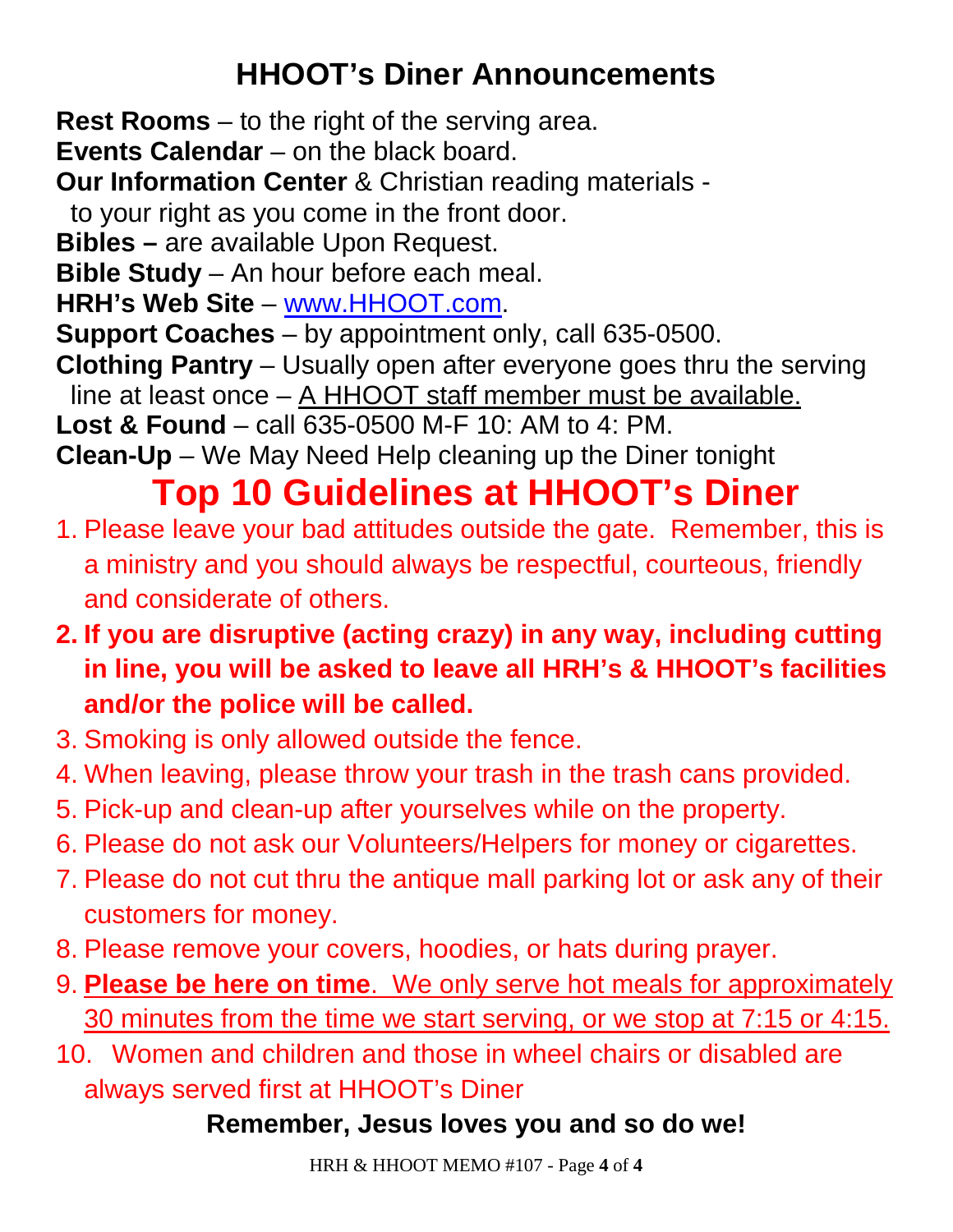# HHOOT's Diner Announcements

**Rest Rooms** – to the right of the serving area.
**Events Calendar** – on the black board.
**Our Information Center** & Christian reading materials - to your right as you come in the front door.
**Bibles –** are available Upon Request.
**Bible Study** – An hour before each meal.
**HRH's Web Site** – www.HHOOT.com.
**Support Coaches** – by appointment only, call 635-0500.
**Clothing Pantry** – Usually open after everyone goes thru the serving line at least once – A HHOOT staff member must be available.
**Lost & Found** – call 635-0500 M-F 10: AM to 4: PM.
**Clean-Up** – We May Need Help cleaning up the Diner tonight

# Top 10 Guidelines at HHOOT's Diner

1. Please leave your bad attitudes outside the gate. Remember, this is a ministry and you should always be respectful, courteous, friendly and considerate of others.
2. **If you are disruptive (acting crazy) in any way, including cutting in line, you will be asked to leave all HRH's & HHOOT's facilities and/or the police will be called.**
3. Smoking is only allowed outside the fence.
4. When leaving, please throw your trash in the trash cans provided.
5. Pick-up and clean-up after yourselves while on the property.
6. Please do not ask our Volunteers/Helpers for money or cigarettes.
7. Please do not cut thru the antique mall parking lot or ask any of their customers for money.
8. Please remove your covers, hoodies, or hats during prayer.
9. **Please be here on time**. We only serve hot meals for approximately 30 minutes from the time we start serving, or we stop at 7:15 or 4:15.
10. Women and children and those in wheel chairs or disabled are always served first at HHOOT's Diner

**Remember, Jesus loves you and so do we!**